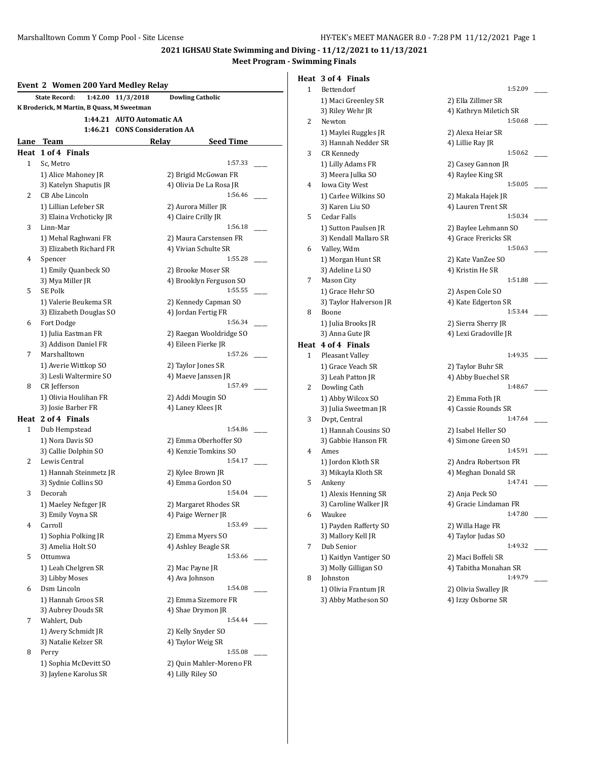## 2021 IGHSAU State Swimming and Diving - 11/12/2021 to 11/13/2021

### Meet Program - Swimming Finals

**Event 2 Women 200 Yard Medley Relay**

**State Record: 1:42.00 11/3/2018 Dowling Catholic**
**K Broderick, M Martin, B Quass, M Sweetman**

1:44.21 **AUTO Automatic AA**
1:46.21 **CONS Consideration AA**

| Lane | Team | Relay | Seed Time |
|---|---|---|---|

**Heat 1 of 4 Finals**

| Lane | Team | Seed Time |
|---|---|---|
| 1 | Sc, Metro | 1:57.33 ____ |
| | 1) Alice Mahoney JR; 2) Brigid McGowan FR; 3) Katelyn Shaputis JR; 4) Olivia De La Rosa JR | |
| 2 | CB Abe Lincoln | 1:56.46 ____ |
| | 1) Lillian Lefeber SR; 2) Aurora Miller JR; 3) Elaina Vrchoticky JR; 4) Claire Crilly JR | |
| 3 | Linn-Mar | 1:56.18 ____ |
| | 1) Mehal Raghwani FR; 2) Maura Carstensen FR; 3) Elizabeth Richard FR; 4) Vivian Schulte SR | |
| 4 | Spencer | 1:55.28 ____ |
| | 1) Emily Quanbeck SO; 2) Brooke Moser SR; 3) Mya Miller JR; 4) Brooklyn Ferguson SO | |
| 5 | SE Polk | 1:55.55 ____ |
| | 1) Valerie Beukema SR; 2) Kennedy Capman SO; 3) Elizabeth Douglas SO; 4) Jordan Fertig FR | |
| 6 | Fort Dodge | 1:56.34 ____ |
| | 1) Julia Eastman FR; 2) Raegan Wooldridge SO; 3) Addison Daniel FR; 4) Eileen Fierke JR | |
| 7 | Marshalltown | 1:57.26 ____ |
| | 1) Averie Wittkop SO; 2) Taylor Jones SR; 3) Lesli Waltermire SO; 4) Maeve Janssen JR | |
| 8 | CR Jefferson | 1:57.49 ____ |
| | 1) Olivia Houlihan FR; 2) Addi Mougin SO; 3) Josie Barber FR; 4) Laney Klees JR | |

**Heat 2 of 4 Finals**

| Lane | Team | Seed Time |
|---|---|---|
| 1 | Dub Hempstead | 1:54.86 ____ |
| | 1) Nora Davis SO; 2) Emma Oberhoffer SO; 3) Callie Dolphin SO; 4) Kenzie Tomkins SO | |
| 2 | Lewis Central | 1:54.17 ____ |
| | 1) Hannah Steinmetz JR; 2) Kylee Brown JR; 3) Sydnie Collins SO; 4) Emma Gordon SO | |
| 3 | Decorah | 1:54.04 ____ |
| | 1) Maeley Nefzger JR; 2) Margaret Rhodes SR; 3) Emily Voyna SR; 4) Paige Werner JR | |
| 4 | Carroll | 1:53.49 ____ |
| | 1) Sophia Polking JR; 2) Emma Myers SO; 3) Amelia Holt SO; 4) Ashley Beagle SR | |
| 5 | Ottumwa | 1:53.66 ____ |
| | 1) Leah Chelgren SR; 2) Mac Payne JR; 3) Libby Moses; 4) Ava Johnson | |
| 6 | Dsm Lincoln | 1:54.08 ____ |
| | 1) Hannah Groos SR; 2) Emma Sizemore FR; 3) Aubrey Douds SR; 4) Shae Drymon JR | |
| 7 | Wahlert, Dub | 1:54.44 ____ |
| | 1) Avery Schmidt JR; 2) Kelly Snyder SO; 3) Natalie Kelzer SR; 4) Taylor Weig SR | |
| 8 | Perry | 1:55.08 ____ |
| | 1) Sophia McDevitt SO; 2) Quin Mahler-Moreno FR; 3) Jaylene Karolus SR; 4) Lilly Riley SO | |

**Heat 3 of 4 Finals**

| Lane | Team | Seed Time |
|---|---|---|
| 1 | Bettendorf | 1:52.09 ____ |
| | 1) Maci Greenley SR; 2) Ella Zillmer SR; 3) Riley Wehr JR; 4) Kathryn Miletich SR | |
| 2 | Newton | 1:50.68 ____ |
| | 1) Maylei Ruggles JR; 2) Alexa Heiar SR; 3) Hannah Nedder SR; 4) Lillie Ray JR | |
| 3 | CR Kennedy | 1:50.62 ____ |
| | 1) Lilly Adams FR; 2) Casey Gannon JR; 3) Meera Julka SO; 4) Raylee King SR | |
| 4 | Iowa City West | 1:50.05 ____ |
| | 1) Carlee Wilkins SO; 2) Makala Hajek JR; 3) Karen Liu SO; 4) Lauren Trent SR | |
| 5 | Cedar Falls | 1:50.34 ____ |
| | 1) Sutton Paulsen JR; 2) Baylee Lehmann SO; 3) Kendall Mallaro SR; 4) Grace Frericks SR | |
| 6 | Valley, Wdm | 1:50.63 ____ |
| | 1) Morgan Hunt SR; 2) Kate VanZee SO; 3) Adeline Li SO; 4) Kristin He SR | |
| 7 | Mason City | 1:51.88 ____ |
| | 1) Grace Hehr SO; 2) Aspen Cole SO; 3) Taylor Halverson JR; 4) Kate Edgerton SR | |
| 8 | Boone | 1:53.44 ____ |
| | 1) Julia Brooks JR; 2) Sierra Sherry JR; 3) Anna Gute JR; 4) Lexi Gradoville JR | |

**Heat 4 of 4 Finals**

| Lane | Team | Seed Time |
|---|---|---|
| 1 | Pleasant Valley | 1:49.35 ____ |
| | 1) Grace Veach SR; 2) Taylor Buhr SR; 3) Leah Patton JR; 4) Abby Buechel SR | |
| 2 | Dowling Cath | 1:48.67 ____ |
| | 1) Abby Wilcox SO; 2) Emma Foth JR; 3) Julia Sweetman JR; 4) Cassie Rounds SR | |
| 3 | Dvpt, Central | 1:47.64 ____ |
| | 1) Hannah Cousins SO; 2) Isabel Heller SO; 3) Gabbie Hanson FR; 4) Simone Green SO | |
| 4 | Ames | 1:45.91 ____ |
| | 1) Jordon Kloth SR; 2) Andra Robertson FR; 3) Mikayla Kloth SR; 4) Meghan Donald SR | |
| 5 | Ankeny | 1:47.41 ____ |
| | 1) Alexis Henning SR; 2) Anja Peck SO; 3) Caroline Walker JR; 4) Gracie Lindaman FR | |
| 6 | Waukee | 1:47.80 ____ |
| | 1) Payden Rafferty SO; 2) Willa Hage FR; 3) Mallory Kell JR; 4) Taylor Judas SO | |
| 7 | Dub Senior | 1:49.32 ____ |
| | 1) Kaitlyn Vantiger SO; 2) Maci Boffeli SR; 3) Molly Gilligan SO; 4) Tabitha Monahan SR | |
| 8 | Johnston | 1:49.79 ____ |
| | 1) Olivia Frantum JR; 2) Olivia Swalley JR; 3) Abby Matheson SO; 4) Izzy Osborne SR | |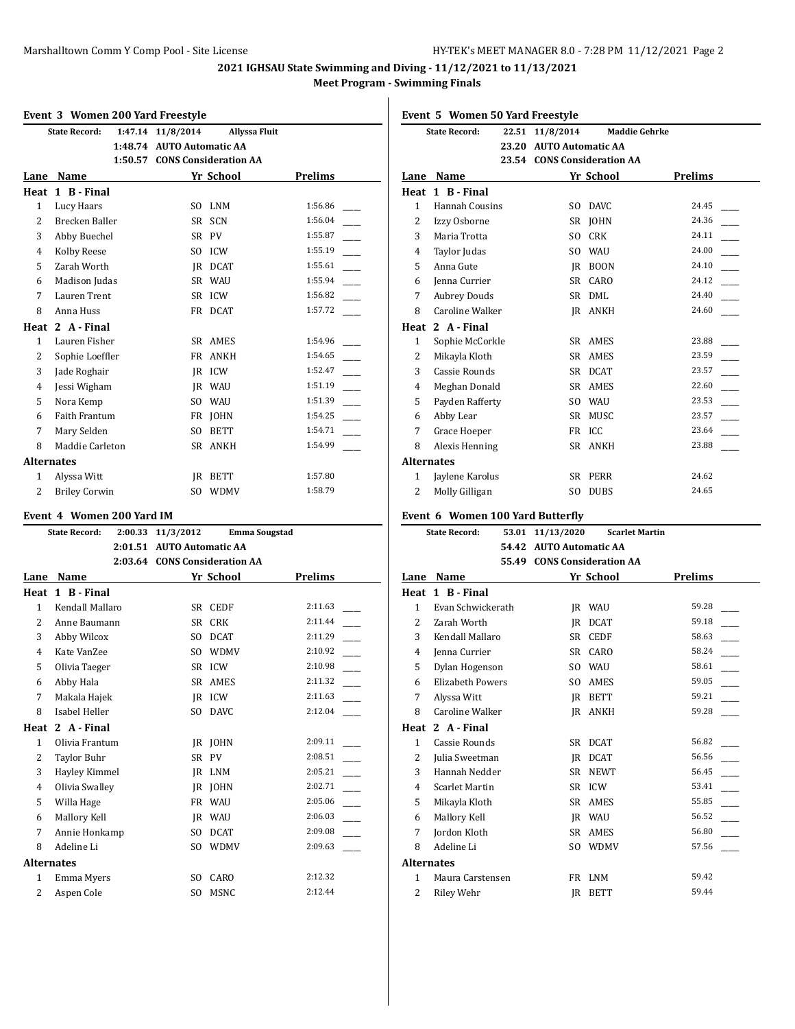**2021 IGHSAU State Swimming and Diving - 11/12/2021 to 11/13/2021**

**Meet Program - Swimming Finals**

## Event 3 Women 200 Yard Freestyle

| State Record: | 1:47.14 | 11/8/2014 | Allyssa Fluit |
|---|---|---|---|
| | 1:48.74 | AUTO Automatic AA | |
| | 1:50.57 | CONS Consideration AA | |

| Lane | Name | Yr | School | Prelims |
|---|---|---|---|---|
| **Heat 1 B - Final** | | | | |
| 1 | Lucy Haars | SO | LNM | 1:56.86 |
| 2 | Brecken Baller | SR | SCN | 1:56.04 |
| 3 | Abby Buechel | SR | PV | 1:55.87 |
| 4 | Kolby Reese | SO | ICW | 1:55.19 |
| 5 | Zarah Worth | JR | DCAT | 1:55.61 |
| 6 | Madison Judas | SR | WAU | 1:55.94 |
| 7 | Lauren Trent | SR | ICW | 1:56.82 |
| 8 | Anna Huss | FR | DCAT | 1:57.72 |
| **Heat 2 A - Final** | | | | |
| 1 | Lauren Fisher | SR | AMES | 1:54.96 |
| 2 | Sophie Loeffler | FR | ANKH | 1:54.65 |
| 3 | Jade Roghair | JR | ICW | 1:52.47 |
| 4 | Jessi Wigham | JR | WAU | 1:51.19 |
| 5 | Nora Kemp | SO | WAU | 1:51.39 |
| 6 | Faith Frantum | FR | JOHN | 1:54.25 |
| 7 | Mary Selden | SO | BETT | 1:54.71 |
| 8 | Maddie Carleton | SR | ANKH | 1:54.99 |
| **Alternates** | | | | |
| 1 | Alyssa Witt | JR | BETT | 1:57.80 |
| 2 | Briley Corwin | SO | WDMV | 1:58.79 |

## Event 4 Women 200 Yard IM

| State Record: | 2:00.33 | 11/3/2012 | Emma Sougstad |
|---|---|---|---|
| | 2:01.51 | AUTO Automatic AA | |
| | 2:03.64 | CONS Consideration AA | |

| Lane | Name | Yr | School | Prelims |
|---|---|---|---|---|
| **Heat 1 B - Final** | | | | |
| 1 | Kendall Mallaro | SR | CEDF | 2:11.63 |
| 2 | Anne Baumann | SR | CRK | 2:11.44 |
| 3 | Abby Wilcox | SO | DCAT | 2:11.29 |
| 4 | Kate VanZee | SO | WDMV | 2:10.92 |
| 5 | Olivia Taeger | SR | ICW | 2:10.98 |
| 6 | Abby Hala | SR | AMES | 2:11.32 |
| 7 | Makala Hajek | JR | ICW | 2:11.63 |
| 8 | Isabel Heller | SO | DAVC | 2:12.04 |
| **Heat 2 A - Final** | | | | |
| 1 | Olivia Frantum | JR | JOHN | 2:09.11 |
| 2 | Taylor Buhr | SR | PV | 2:08.51 |
| 3 | Hayley Kimmel | JR | LNM | 2:05.21 |
| 4 | Olivia Swalley | JR | JOHN | 2:02.71 |
| 5 | Willa Hage | FR | WAU | 2:05.06 |
| 6 | Mallory Kell | JR | WAU | 2:06.03 |
| 7 | Annie Honkamp | SO | DCAT | 2:09.08 |
| 8 | Adeline Li | SO | WDMV | 2:09.63 |
| **Alternates** | | | | |
| 1 | Emma Myers | SO | CARO | 2:12.32 |
| 2 | Aspen Cole | SO | MSNC | 2:12.44 |

## Event 5 Women 50 Yard Freestyle

| State Record: | 22.51 | 11/8/2014 | Maddie Gehrke |
|---|---|---|---|
| | 23.20 | AUTO Automatic AA | |
| | 23.54 | CONS Consideration AA | |

| Lane | Name | Yr | School | Prelims |
|---|---|---|---|---|
| **Heat 1 B - Final** | | | | |
| 1 | Hannah Cousins | SO | DAVC | 24.45 |
| 2 | Izzy Osborne | SR | JOHN | 24.36 |
| 3 | Maria Trotta | SO | CRK | 24.11 |
| 4 | Taylor Judas | SO | WAU | 24.00 |
| 5 | Anna Gute | JR | BOON | 24.10 |
| 6 | Jenna Currier | SR | CARO | 24.12 |
| 7 | Aubrey Douds | SR | DML | 24.40 |
| 8 | Caroline Walker | JR | ANKH | 24.60 |
| **Heat 2 A - Final** | | | | |
| 1 | Sophie McCorkle | SR | AMES | 23.88 |
| 2 | Mikayla Kloth | SR | AMES | 23.59 |
| 3 | Cassie Rounds | SR | DCAT | 23.57 |
| 4 | Meghan Donald | SR | AMES | 22.60 |
| 5 | Payden Rafferty | SO | WAU | 23.53 |
| 6 | Abby Lear | SR | MUSC | 23.57 |
| 7 | Grace Hoeper | FR | ICC | 23.64 |
| 8 | Alexis Henning | SR | ANKH | 23.88 |
| **Alternates** | | | | |
| 1 | Jaylene Karolus | SR | PERR | 24.62 |
| 2 | Molly Gilligan | SO | DUBS | 24.65 |

## Event 6 Women 100 Yard Butterfly

| State Record: | 53.01 | 11/13/2020 | Scarlet Martin |
|---|---|---|---|
| | 54.42 | AUTO Automatic AA | |
| | 55.49 | CONS Consideration AA | |

| Lane | Name | Yr | School | Prelims |
|---|---|---|---|---|
| **Heat 1 B - Final** | | | | |
| 1 | Evan Schwickerath | JR | WAU | 59.28 |
| 2 | Zarah Worth | JR | DCAT | 59.18 |
| 3 | Kendall Mallaro | SR | CEDF | 58.63 |
| 4 | Jenna Currier | SR | CARO | 58.24 |
| 5 | Dylan Hogenson | SO | WAU | 58.61 |
| 6 | Elizabeth Powers | SO | AMES | 59.05 |
| 7 | Alyssa Witt | JR | BETT | 59.21 |
| 8 | Caroline Walker | JR | ANKH | 59.28 |
| **Heat 2 A - Final** | | | | |
| 1 | Cassie Rounds | SR | DCAT | 56.82 |
| 2 | Julia Sweetman | JR | DCAT | 56.56 |
| 3 | Hannah Nedder | SR | NEWT | 56.45 |
| 4 | Scarlet Martin | SR | ICW | 53.41 |
| 5 | Mikayla Kloth | SR | AMES | 55.85 |
| 6 | Mallory Kell | JR | WAU | 56.52 |
| 7 | Jordon Kloth | SR | AMES | 56.80 |
| 8 | Adeline Li | SO | WDMV | 57.56 |
| **Alternates** | | | | |
| 1 | Maura Carstensen | FR | LNM | 59.42 |
| 2 | Riley Wehr | JR | BETT | 59.44 |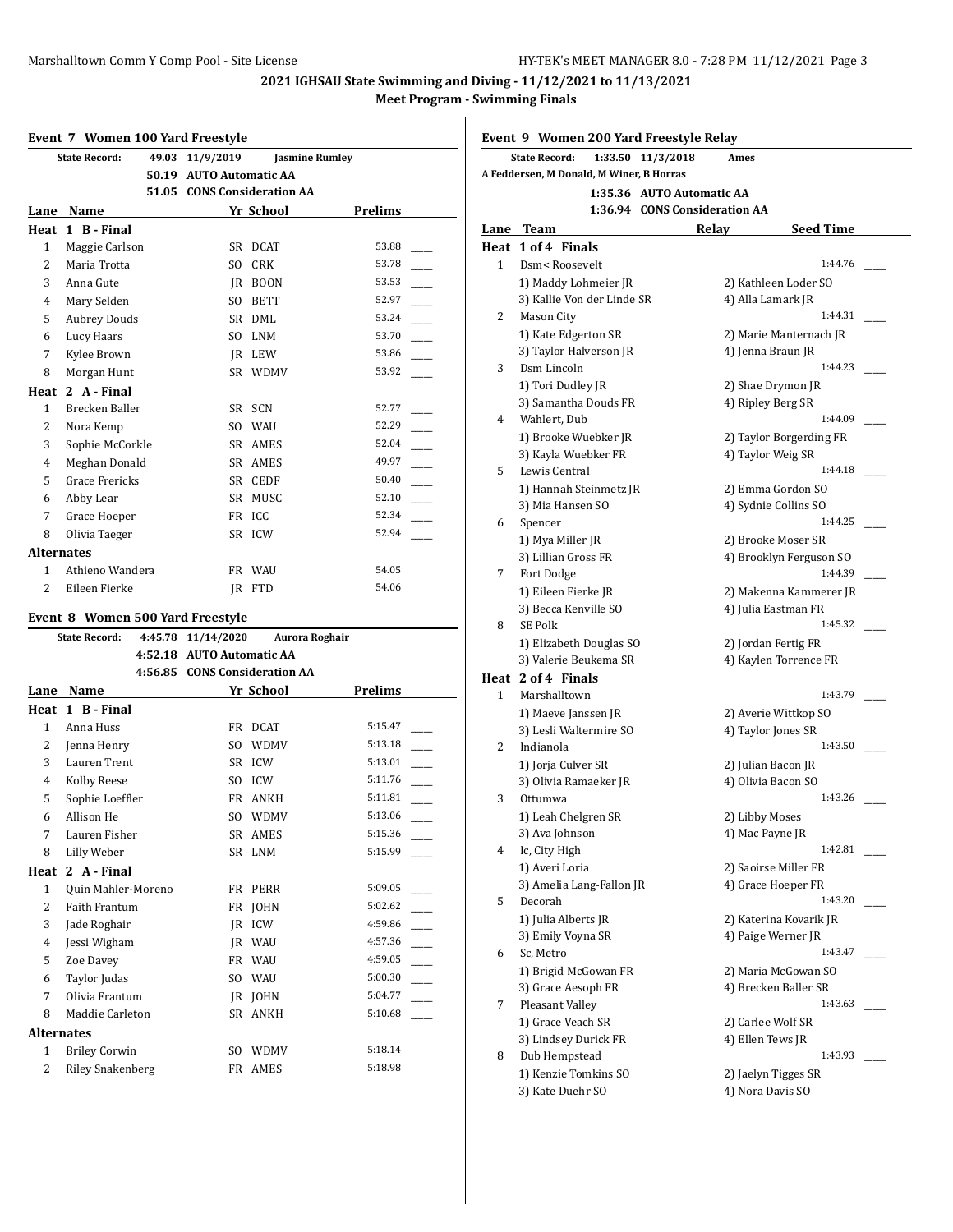## 2021 IGHSAU State Swimming and Diving - 11/12/2021 to 11/13/2021

### Meet Program - Swimming Finals

### Event 7 Women 100 Yard Freestyle

**State Record:** 49.03 11/9/2019 Jasmine Rumley

50.19 AUTO Automatic AA

51.05 CONS Consideration AA

| Lane | Name | Yr | School | Prelims |
|---|---|---|---|---|
| **Heat 1 B - Final** | | | | |
| 1 | Maggie Carlson | SR | DCAT | 53.88 |
| 2 | Maria Trotta | SO | CRK | 53.78 |
| 3 | Anna Gute | JR | BOON | 53.53 |
| 4 | Mary Selden | SO | BETT | 52.97 |
| 5 | Aubrey Douds | SR | DML | 53.24 |
| 6 | Lucy Haars | SO | LNM | 53.70 |
| 7 | Kylee Brown | JR | LEW | 53.86 |
| 8 | Morgan Hunt | SR | WDMV | 53.92 |
| **Heat 2 A - Final** | | | | |
| 1 | Brecken Baller | SR | SCN | 52.77 |
| 2 | Nora Kemp | SO | WAU | 52.29 |
| 3 | Sophie McCorkle | SR | AMES | 52.04 |
| 4 | Meghan Donald | SR | AMES | 49.97 |
| 5 | Grace Frericks | SR | CEDF | 50.40 |
| 6 | Abby Lear | SR | MUSC | 52.10 |
| 7 | Grace Hoeper | FR | ICC | 52.34 |
| 8 | Olivia Taeger | SR | ICW | 52.94 |
| **Alternates** | | | | |
| 1 | Athieno Wandera | FR | WAU | 54.05 |
| 2 | Eileen Fierke | JR | FTD | 54.06 |

### Event 8 Women 500 Yard Freestyle

**State Record:** 4:45.78 11/14/2020 Aurora Roghair

4:52.18 AUTO Automatic AA

4:56.85 CONS Consideration AA

| Lane | Name | Yr | School | Prelims |
|---|---|---|---|---|
| **Heat 1 B - Final** | | | | |
| 1 | Anna Huss | FR | DCAT | 5:15.47 |
| 2 | Jenna Henry | SO | WDMV | 5:13.18 |
| 3 | Lauren Trent | SR | ICW | 5:13.01 |
| 4 | Kolby Reese | SO | ICW | 5:11.76 |
| 5 | Sophie Loeffler | FR | ANKH | 5:11.81 |
| 6 | Allison He | SO | WDMV | 5:13.06 |
| 7 | Lauren Fisher | SR | AMES | 5:15.36 |
| 8 | Lilly Weber | SR | LNM | 5:15.99 |
| **Heat 2 A - Final** | | | | |
| 1 | Quin Mahler-Moreno | FR | PERR | 5:09.05 |
| 2 | Faith Frantum | FR | JOHN | 5:02.62 |
| 3 | Jade Roghair | JR | ICW | 4:59.86 |
| 4 | Jessi Wigham | JR | WAU | 4:57.36 |
| 5 | Zoe Davey | FR | WAU | 4:59.05 |
| 6 | Taylor Judas | SO | WAU | 5:00.30 |
| 7 | Olivia Frantum | JR | JOHN | 5:04.77 |
| 8 | Maddie Carleton | SR | ANKH | 5:10.68 |
| **Alternates** | | | | |
| 1 | Briley Corwin | SO | WDMV | 5:18.14 |
| 2 | Riley Snakenberg | FR | AMES | 5:18.98 |

### Event 9 Women 200 Yard Freestyle Relay

**State Record:** 1:33.50 11/3/2018 Ames

A Feddersen, M Donald, M Winer, B Horras

1:35.36 AUTO Automatic AA

1:36.94 CONS Consideration AA

| Lane | Team | Relay | Seed Time |
|---|---|---|---|
| **Heat 1 of 4 Finals** | | | |
| 1 | Dsm< Roosevelt | | 1:44.76 |
| | 1) Maddy Lohmeier JR | 2) Kathleen Loder SO | |
| | 3) Kallie Von der Linde SR | 4) Alla Lamark JR | |
| 2 | Mason City | | 1:44.31 |
| | 1) Kate Edgerton SR | 2) Marie Manternach JR | |
| | 3) Taylor Halverson JR | 4) Jenna Braun JR | |
| 3 | Dsm Lincoln | | 1:44.23 |
| | 1) Tori Dudley JR | 2) Shae Drymon JR | |
| | 3) Samantha Douds FR | 4) Ripley Berg SR | |
| 4 | Wahlert, Dub | | 1:44.09 |
| | 1) Brooke Wuebker JR | 2) Taylor Borgerding FR | |
| | 3) Kayla Wuebker FR | 4) Taylor Weig SR | |
| 5 | Lewis Central | | 1:44.18 |
| | 1) Hannah Steinmetz JR | 2) Emma Gordon SO | |
| | 3) Mia Hansen SO | 4) Sydnie Collins SO | |
| 6 | Spencer | | 1:44.25 |
| | 1) Mya Miller JR | 2) Brooke Moser SR | |
| | 3) Lillian Gross FR | 4) Brooklyn Ferguson SO | |
| 7 | Fort Dodge | | 1:44.39 |
| | 1) Eileen Fierke JR | 2) Makenna Kammerer JR | |
| | 3) Becca Kenville SO | 4) Julia Eastman FR | |
| 8 | SE Polk | | 1:45.32 |
| | 1) Elizabeth Douglas SO | 2) Jordan Fertig FR | |
| | 3) Valerie Beukema SR | 4) Kaylen Torrence FR | |
| **Heat 2 of 4 Finals** | | | |
| 1 | Marshalltown | | 1:43.79 |
| | 1) Maeve Janssen JR | 2) Averie Wittkop SO | |
| | 3) Lesli Waltermire SO | 4) Taylor Jones SR | |
| 2 | Indianola | | 1:43.50 |
| | 1) Jorja Culver SR | 2) Julian Bacon JR | |
| | 3) Olivia Ramaeker JR | 4) Olivia Bacon SO | |
| 3 | Ottumwa | | 1:43.26 |
| | 1) Leah Chelgren SR | 2) Libby Moses | |
| | 3) Ava Johnson | 4) Mac Payne JR | |
| 4 | Ic, City High | | 1:42.81 |
| | 1) Averi Loria | 2) Saoirse Miller FR | |
| | 3) Amelia Lang-Fallon JR | 4) Grace Hoeper FR | |
| 5 | Decorah | | 1:43.20 |
| | 1) Julia Alberts JR | 2) Katerina Kovarik JR | |
| | 3) Emily Voyna SR | 4) Paige Werner JR | |
| 6 | Sc, Metro | | 1:43.47 |
| | 1) Brigid McGowan FR | 2) Maria McGowan SO | |
| | 3) Grace Aesoph FR | 4) Brecken Baller SR | |
| 7 | Pleasant Valley | | 1:43.63 |
| | 1) Grace Veach SR | 2) Carlee Wolf SR | |
| | 3) Lindsey Durick FR | 4) Ellen Tews JR | |
| 8 | Dub Hempstead | | 1:43.93 |
| | 1) Kenzie Tomkins SO | 2) Jaelyn Tigges SR | |
| | 3) Kate Duehr SO | 4) Nora Davis SO | |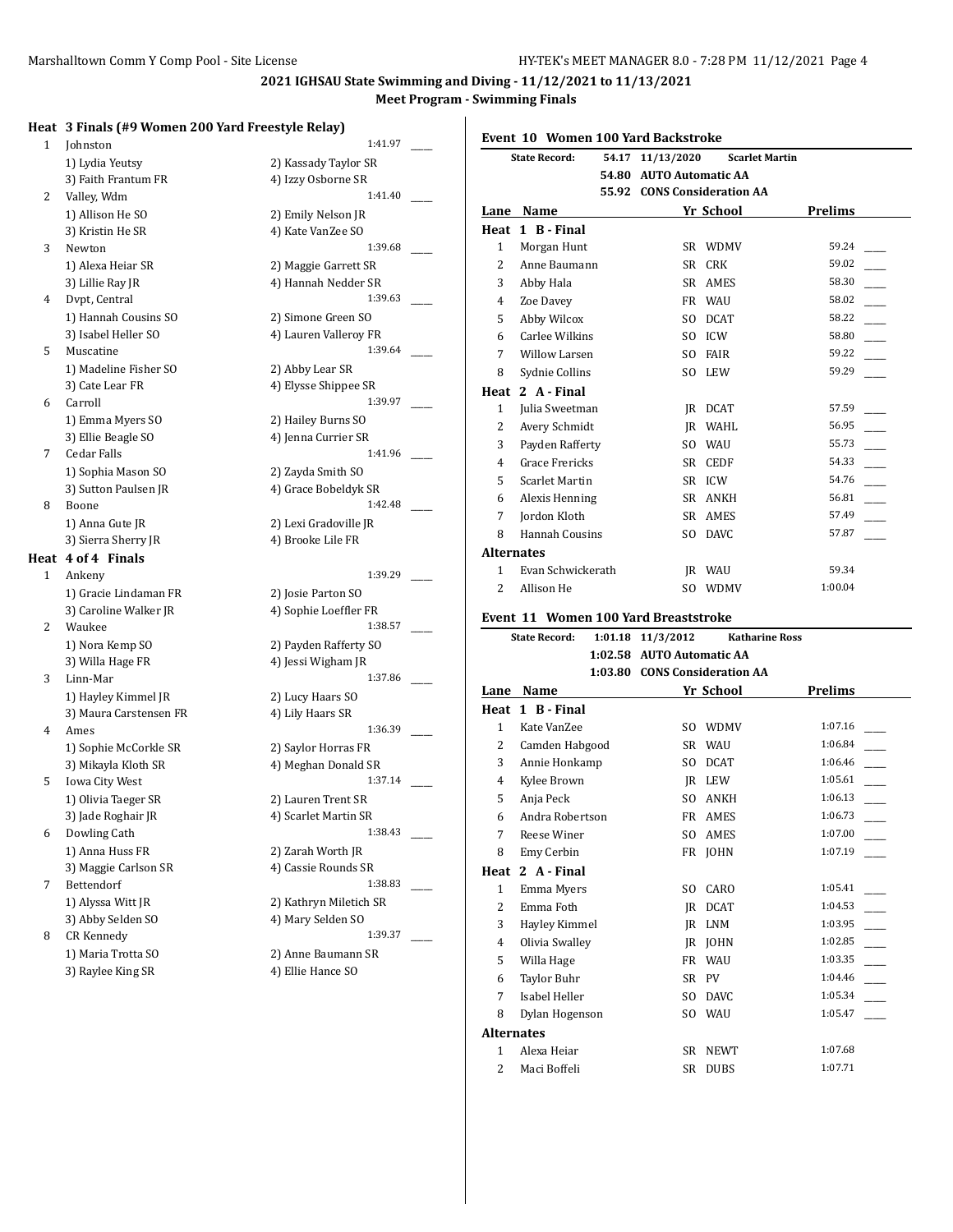## 2021 IGHSAU State Swimming and Diving - 11/12/2021 to 11/13/2021

### Meet Program - Swimming Finals

**Heat 3 Finals (#9 Women 200 Yard Freestyle Relay)**

| Lane | Team | | Seed Time | |
|---|---|---|---|---|
| 1 | Johnston | | 1:41.97 | ____ |
| | 1) Lydia Yeutsy | 2) Kassady Taylor SR | | |
| | 3) Faith Frantum FR | 4) Izzy Osborne SR | | |
| 2 | Valley, Wdm | | 1:41.40 | ____ |
| | 1) Allison He SO | 2) Emily Nelson JR | | |
| | 3) Kristin He SR | 4) Kate VanZee SO | | |
| 3 | Newton | | 1:39.68 | ____ |
| | 1) Alexa Heiar SR | 2) Maggie Garrett SR | | |
| | 3) Lillie Ray JR | 4) Hannah Nedder SR | | |
| 4 | Dvpt, Central | | 1:39.63 | ____ |
| | 1) Hannah Cousins SO | 2) Simone Green SO | | |
| | 3) Isabel Heller SO | 4) Lauren Valleroy FR | | |
| 5 | Muscatine | | 1:39.64 | ____ |
| | 1) Madeline Fisher SO | 2) Abby Lear SR | | |
| | 3) Cate Lear FR | 4) Elysse Shippee SR | | |
| 6 | Carroll | | 1:39.97 | ____ |
| | 1) Emma Myers SO | 2) Hailey Burns SO | | |
| | 3) Ellie Beagle SO | 4) Jenna Currier SR | | |
| 7 | Cedar Falls | | 1:41.96 | ____ |
| | 1) Sophia Mason SO | 2) Zayda Smith SO | | |
| | 3) Sutton Paulsen JR | 4) Grace Bobeldyk SR | | |
| 8 | Boone | | 1:42.48 | ____ |
| | 1) Anna Gute JR | 2) Lexi Gradoville JR | | |
| | 3) Sierra Sherry JR | 4) Brooke Lile FR | | |

**Heat 4 of 4 Finals**

| Lane | Team | | Seed Time | |
|---|---|---|---|---|
| 1 | Ankeny | | 1:39.29 | ____ |
| | 1) Gracie Lindaman FR | 2) Josie Parton SO | | |
| | 3) Caroline Walker JR | 4) Sophie Loeffler FR | | |
| 2 | Waukee | | 1:38.57 | ____ |
| | 1) Nora Kemp SO | 2) Payden Rafferty SO | | |
| | 3) Willa Hage FR | 4) Jessi Wigham JR | | |
| 3 | Linn-Mar | | 1:37.86 | ____ |
| | 1) Hayley Kimmel JR | 2) Lucy Haars SO | | |
| | 3) Maura Carstensen FR | 4) Lily Haars SR | | |
| 4 | Ames | | 1:36.39 | ____ |
| | 1) Sophie McCorkle SR | 2) Saylor Horras FR | | |
| | 3) Mikayla Kloth SR | 4) Meghan Donald SR | | |
| 5 | Iowa City West | | 1:37.14 | ____ |
| | 1) Olivia Taeger SR | 2) Lauren Trent SR | | |
| | 3) Jade Roghair JR | 4) Scarlet Martin SR | | |
| 6 | Dowling Cath | | 1:38.43 | ____ |
| | 1) Anna Huss FR | 2) Zarah Worth JR | | |
| | 3) Maggie Carlson SR | 4) Cassie Rounds SR | | |
| 7 | Bettendorf | | 1:38.83 | ____ |
| | 1) Alyssa Witt JR | 2) Kathryn Miletich SR | | |
| | 3) Abby Selden SO | 4) Mary Selden SO | | |
| 8 | CR Kennedy | | 1:39.37 | ____ |
| | 1) Maria Trotta SO | 2) Anne Baumann SR | | |
| | 3) Raylee King SR | 4) Ellie Hance SO | | |

### Event 10 Women 100 Yard Backstroke

**State Record:** 54.17 11/13/2020 **Scarlet Martin**
54.80 AUTO Automatic AA
55.92 CONS Consideration AA

**Heat 1 B - Final**

| Lane | Name | Yr | School | Prelims | |
|---|---|---|---|---|---|
| 1 | Morgan Hunt | SR | WDMV | 59.24 | ____ |
| 2 | Anne Baumann | SR | CRK | 59.02 | ____ |
| 3 | Abby Hala | SR | AMES | 58.30 | ____ |
| 4 | Zoe Davey | FR | WAU | 58.02 | ____ |
| 5 | Abby Wilcox | SO | DCAT | 58.22 | ____ |
| 6 | Carlee Wilkins | SO | ICW | 58.80 | ____ |
| 7 | Willow Larsen | SO | FAIR | 59.22 | ____ |
| 8 | Sydnie Collins | SO | LEW | 59.29 | ____ |

**Heat 2 A - Final**

| Lane | Name | Yr | School | Prelims | |
|---|---|---|---|---|---|
| 1 | Julia Sweetman | JR | DCAT | 57.59 | ____ |
| 2 | Avery Schmidt | JR | WAHL | 56.95 | ____ |
| 3 | Payden Rafferty | SO | WAU | 55.73 | ____ |
| 4 | Grace Frericks | SR | CEDF | 54.33 | ____ |
| 5 | Scarlet Martin | SR | ICW | 54.76 | ____ |
| 6 | Alexis Henning | SR | ANKH | 56.81 | ____ |
| 7 | Jordon Kloth | SR | AMES | 57.49 | ____ |
| 8 | Hannah Cousins | SO | DAVC | 57.87 | ____ |

**Alternates**

| | Name | Yr | School | Prelims |
|---|---|---|---|---|
| 1 | Evan Schwickerath | JR | WAU | 59.34 |
| 2 | Allison He | SO | WDMV | 1:00.04 |

### Event 11 Women 100 Yard Breaststroke

**State Record:** 1:01.18 11/3/2012 **Katharine Ross**
1:02.58 AUTO Automatic AA
1:03.80 CONS Consideration AA

**Heat 1 B - Final**

| Lane | Name | Yr | School | Prelims | |
|---|---|---|---|---|---|
| 1 | Kate VanZee | SO | WDMV | 1:07.16 | ____ |
| 2 | Camden Habgood | SR | WAU | 1:06.84 | ____ |
| 3 | Annie Honkamp | SO | DCAT | 1:06.46 | ____ |
| 4 | Kylee Brown | JR | LEW | 1:05.61 | ____ |
| 5 | Anja Peck | SO | ANKH | 1:06.13 | ____ |
| 6 | Andra Robertson | FR | AMES | 1:06.73 | ____ |
| 7 | Reese Winer | SO | AMES | 1:07.00 | ____ |
| 8 | Emy Cerbin | FR | JOHN | 1:07.19 | ____ |

**Heat 2 A - Final**

| Lane | Name | Yr | School | Prelims | |
|---|---|---|---|---|---|
| 1 | Emma Myers | SO | CARO | 1:05.41 | ____ |
| 2 | Emma Foth | JR | DCAT | 1:04.53 | ____ |
| 3 | Hayley Kimmel | JR | LNM | 1:03.95 | ____ |
| 4 | Olivia Swalley | JR | JOHN | 1:02.85 | ____ |
| 5 | Willa Hage | FR | WAU | 1:03.35 | ____ |
| 6 | Taylor Buhr | SR | PV | 1:04.46 | ____ |
| 7 | Isabel Heller | SO | DAVC | 1:05.34 | ____ |
| 8 | Dylan Hogenson | SO | WAU | 1:05.47 | ____ |

**Alternates**

| | Name | Yr | School | Prelims |
|---|---|---|---|---|
| 1 | Alexa Heiar | SR | NEWT | 1:07.68 |
| 2 | Maci Boffeli | SR | DUBS | 1:07.71 |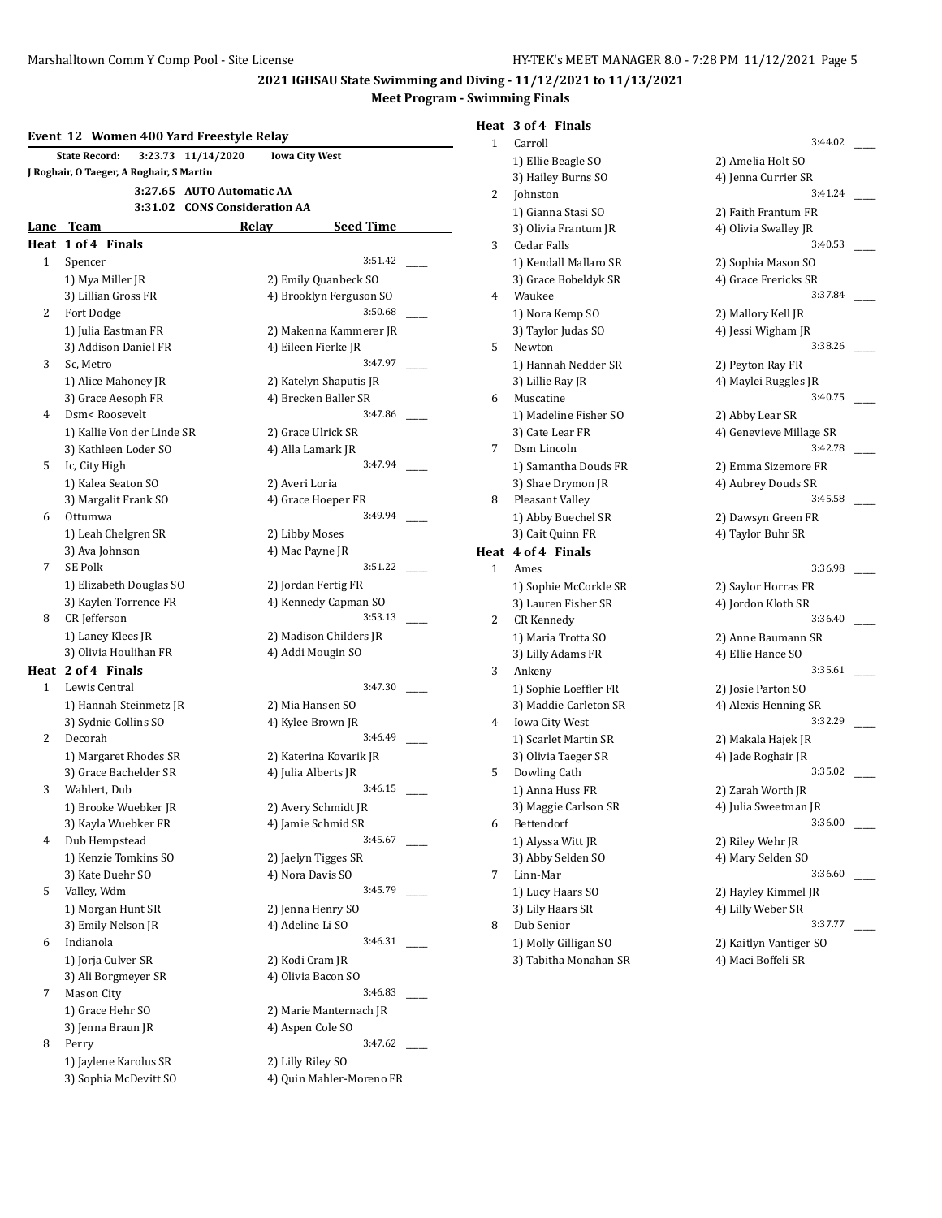## 2021 IGHSAU State Swimming and Diving - 11/12/2021 to 11/13/2021

### Meet Program - Swimming Finals

### Event 12 Women 400 Yard Freestyle Relay

**State Record:** 3:23.73 11/14/2020 Iowa City West
J Roghair, O Taeger, A Roghair, S Martin

3:27.65 AUTO Automatic AA
3:31.02 CONS Consideration AA

| Lane | Team | Relay | Seed Time |
| --- | --- | --- | --- |

**Heat 1 of 4 Finals**

| Lane | Team | | Seed Time |
| --- | --- | --- | --- |
| 1 | Spencer | | 3:51.42 ____ |
| | 1) Mya Miller JR | 2) Emily Quanbeck SO | |
| | 3) Lillian Gross FR | 4) Brooklyn Ferguson SO | |
| 2 | Fort Dodge | | 3:50.68 ____ |
| | 1) Julia Eastman FR | 2) Makenna Kammerer JR | |
| | 3) Addison Daniel FR | 4) Eileen Fierke JR | |
| 3 | Sc, Metro | | 3:47.97 ____ |
| | 1) Alice Mahoney JR | 2) Katelyn Shaputis JR | |
| | 3) Grace Aesoph FR | 4) Brecken Baller SR | |
| 4 | Dsm< Roosevelt | | 3:47.86 ____ |
| | 1) Kallie Von der Linde SR | 2) Grace Ulrick SR | |
| | 3) Kathleen Loder SO | 4) Alla Lamark JR | |
| 5 | Ic, City High | | 3:47.94 ____ |
| | 1) Kalea Seaton SO | 2) Averi Loria | |
| | 3) Margalit Frank SO | 4) Grace Hoeper FR | |
| 6 | Ottumwa | | 3:49.94 ____ |
| | 1) Leah Chelgren SR | 2) Libby Moses | |
| | 3) Ava Johnson | 4) Mac Payne JR | |
| 7 | SE Polk | | 3:51.22 ____ |
| | 1) Elizabeth Douglas SO | 2) Jordan Fertig FR | |
| | 3) Kaylen Torrence FR | 4) Kennedy Capman SO | |
| 8 | CR Jefferson | | 3:53.13 ____ |
| | 1) Laney Klees JR | 2) Madison Childers JR | |
| | 3) Olivia Houlihan FR | 4) Addi Mougin SO | |

**Heat 2 of 4 Finals**

| Lane | Team | | Seed Time |
| --- | --- | --- | --- |
| 1 | Lewis Central | | 3:47.30 ____ |
| | 1) Hannah Steinmetz JR | 2) Mia Hansen SO | |
| | 3) Sydnie Collins SO | 4) Kylee Brown JR | |
| 2 | Decorah | | 3:46.49 ____ |
| | 1) Margaret Rhodes SR | 2) Katerina Kovarik JR | |
| | 3) Grace Bachelder SR | 4) Julia Alberts JR | |
| 3 | Wahlert, Dub | | 3:46.15 ____ |
| | 1) Brooke Wuebker JR | 2) Avery Schmidt JR | |
| | 3) Kayla Wuebker FR | 4) Jamie Schmid SR | |
| 4 | Dub Hempstead | | 3:45.67 ____ |
| | 1) Kenzie Tomkins SO | 2) Jaelyn Tigges SR | |
| | 3) Kate Duehr SO | 4) Nora Davis SO | |
| 5 | Valley, Wdm | | 3:45.79 ____ |
| | 1) Morgan Hunt SR | 2) Jenna Henry SO | |
| | 3) Emily Nelson JR | 4) Adeline Li SO | |
| 6 | Indianola | | 3:46.31 ____ |
| | 1) Jorja Culver SR | 2) Kodi Cram JR | |
| | 3) Ali Borgmeyer SR | 4) Olivia Bacon SO | |
| 7 | Mason City | | 3:46.83 ____ |
| | 1) Grace Hehr SO | 2) Marie Manternach JR | |
| | 3) Jenna Braun JR | 4) Aspen Cole SO | |
| 8 | Perry | | 3:47.62 ____ |
| | 1) Jaylene Karolus SR | 2) Lilly Riley SO | |
| | 3) Sophia McDevitt SO | 4) Quin Mahler-Moreno FR | |

**Heat 3 of 4 Finals**

| Lane | Team | | Seed Time |
| --- | --- | --- | --- |
| 1 | Carroll | | 3:44.02 ____ |
| | 1) Ellie Beagle SO | 2) Amelia Holt SO | |
| | 3) Hailey Burns SO | 4) Jenna Currier SR | |
| 2 | Johnston | | 3:41.24 ____ |
| | 1) Gianna Stasi SO | 2) Faith Frantum FR | |
| | 3) Olivia Frantum JR | 4) Olivia Swalley JR | |
| 3 | Cedar Falls | | 3:40.53 ____ |
| | 1) Kendall Mallaro SR | 2) Sophia Mason SO | |
| | 3) Grace Bobeldyk SR | 4) Grace Frericks SR | |
| 4 | Waukee | | 3:37.84 ____ |
| | 1) Nora Kemp SO | 2) Mallory Kell JR | |
| | 3) Taylor Judas SO | 4) Jessi Wigham JR | |
| 5 | Newton | | 3:38.26 ____ |
| | 1) Hannah Nedder SR | 2) Peyton Ray FR | |
| | 3) Lillie Ray JR | 4) Maylei Ruggles JR | |
| 6 | Muscatine | | 3:40.75 ____ |
| | 1) Madeline Fisher SO | 2) Abby Lear SR | |
| | 3) Cate Lear FR | 4) Genevieve Millage SR | |
| 7 | Dsm Lincoln | | 3:42.78 ____ |
| | 1) Samantha Douds FR | 2) Emma Sizemore FR | |
| | 3) Shae Drymon JR | 4) Aubrey Douds SR | |
| 8 | Pleasant Valley | | 3:45.58 ____ |
| | 1) Abby Buechel SR | 2) Dawsyn Green FR | |
| | 3) Cait Quinn FR | 4) Taylor Buhr SR | |

**Heat 4 of 4 Finals**

| Lane | Team | | Seed Time |
| --- | --- | --- | --- |
| 1 | Ames | | 3:36.98 ____ |
| | 1) Sophie McCorkle SR | 2) Saylor Horras FR | |
| | 3) Lauren Fisher SR | 4) Jordon Kloth SR | |
| 2 | CR Kennedy | | 3:36.40 ____ |
| | 1) Maria Trotta SO | 2) Anne Baumann SR | |
| | 3) Lilly Adams FR | 4) Ellie Hance SO | |
| 3 | Ankeny | | 3:35.61 ____ |
| | 1) Sophie Loeffler FR | 2) Josie Parton SO | |
| | 3) Maddie Carleton SR | 4) Alexis Henning SR | |
| 4 | Iowa City West | | 3:32.29 ____ |
| | 1) Scarlet Martin SR | 2) Makala Hajek JR | |
| | 3) Olivia Taeger SR | 4) Jade Roghair JR | |
| 5 | Dowling Cath | | 3:35.02 ____ |
| | 1) Anna Huss FR | 2) Zarah Worth JR | |
| | 3) Maggie Carlson SR | 4) Julia Sweetman JR | |
| 6 | Bettendorf | | 3:36.00 ____ |
| | 1) Alyssa Witt JR | 2) Riley Wehr JR | |
| | 3) Abby Selden SO | 4) Mary Selden SO | |
| 7 | Linn-Mar | | 3:36.60 ____ |
| | 1) Lucy Haars SO | 2) Hayley Kimmel JR | |
| | 3) Lily Haars SR | 4) Lilly Weber SR | |
| 8 | Dub Senior | | 3:37.77 ____ |
| | 1) Molly Gilligan SO | 2) Kaitlyn Vantiger SO | |
| | 3) Tabitha Monahan SR | 4) Maci Boffeli SR | |